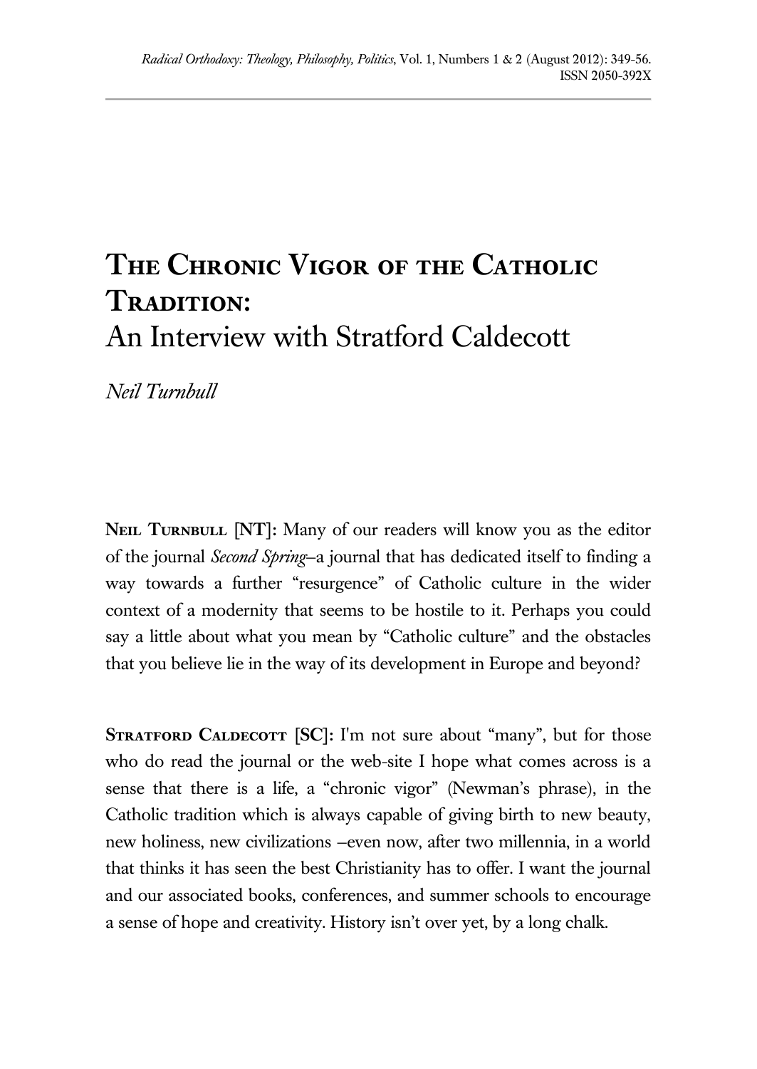# The Chronic Vigor of the Catholic Tradition: An Interview with Stratford Caldecott

*Neil Turnbull*

**Neil Turnbull [NT]:** Many of our readers will know you as the editor of the journal *Second Spring*–a journal that has dedicated itself to finding a way towards a further "resurgence" of Catholic culture in the wider context of a modernity that seems to be hostile to it. Perhaps you could say a little about what you mean by "Catholic culture" and the obstacles that you believe lie in the way of its development in Europe and beyond?

**Stratford Caldecott [SC]:** I'm not sure about "many", but for those who do read the journal or the web-site I hope what comes across is a sense that there is a life, a "chronic vigor" (Newman's phrase), in the Catholic tradition which is always capable of giving birth to new beauty, new holiness, new civilizations –even now, after two millennia, in a world that thinks it has seen the best Christianity has to offer. I want the journal and our associated books, conferences, and summer schools to encourage a sense of hope and creativity. History isn't over yet, by a long chalk.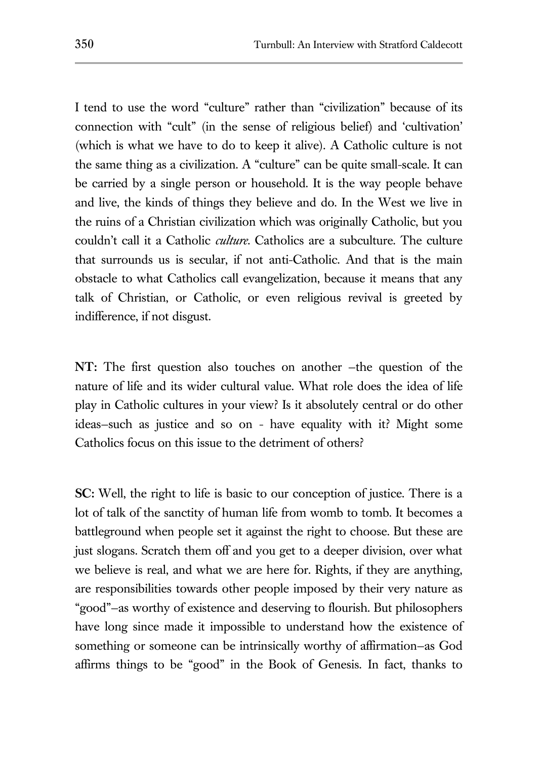I tend to use the word "culture" rather than "civilization" because of its connection with "cult" (in the sense of religious belief) and 'cultivation' (which is what we have to do to keep it alive). A Catholic culture is not the same thing as a civilization. A "culture" can be quite small-scale. It can be carried by a single person or household. It is the way people behave and live, the kinds of things they believe and do. In the West we live in the ruins of a Christian civilization which was originally Catholic, but you couldn't call it a Catholic *culture*. Catholics are a subculture. The culture that surrounds us is secular, if not anti-Catholic. And that is the main obstacle to what Catholics call evangelization, because it means that any talk of Christian, or Catholic, or even religious revival is greeted by indifference, if not disgust.

**NT:** The first question also touches on another –the question of the nature of life and its wider cultural value. What role does the idea of life play in Catholic cultures in your view? Is it absolutely central or do other ideas–such as justice and so on - have equality with it? Might some Catholics focus on this issue to the detriment of others?

**SC:** Well, the right to life is basic to our conception of justice. There is a lot of talk of the sanctity of human life from womb to tomb. It becomes a battleground when people set it against the right to choose. But these are just slogans. Scratch them off and you get to a deeper division, over what we believe is real, and what we are here for. Rights, if they are anything, are responsibilities towards other people imposed by their very nature as "good"–as worthy of existence and deserving to flourish. But philosophers have long since made it impossible to understand how the existence of something or someone can be intrinsically worthy of affirmation–as God affirms things to be "good" in the Book of Genesis. In fact, thanks to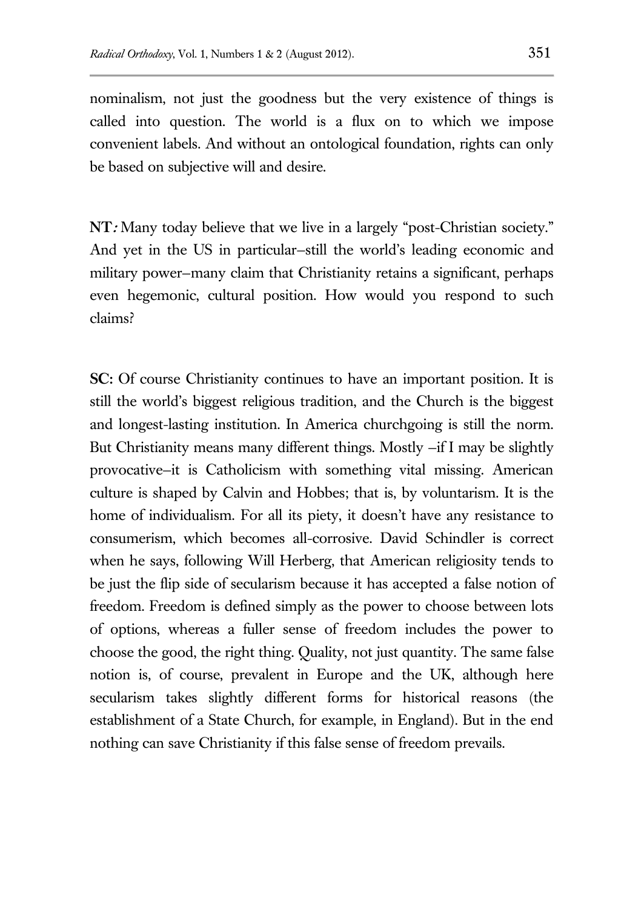nominalism, not just the goodness but the very existence of things is called into question. The world is a flux on to which we impose convenient labels. And without an ontological foundation, rights can only be based on subjective will and desire.

**NT***:* Many today believe that we live in a largely "post-Christian society." And yet in the US in particular–still the world's leading economic and military power–many claim that Christianity retains a significant, perhaps even hegemonic, cultural position. How would you respond to such claims?

**SC:** Of course Christianity continues to have an important position. It is still the world's biggest religious tradition, and the Church is the biggest and longest-lasting institution. In America churchgoing is still the norm. But Christianity means many different things. Mostly –if I may be slightly provocative–it is Catholicism with something vital missing. American culture is shaped by Calvin and Hobbes; that is, by voluntarism. It is the home of individualism. For all its piety, it doesn't have any resistance to consumerism, which becomes all-corrosive. David Schindler is correct when he says, following Will Herberg, that American religiosity tends to be just the flip side of secularism because it has accepted a false notion of freedom. Freedom is defined simply as the power to choose between lots of options, whereas a fuller sense of freedom includes the power to choose the good, the right thing. Quality, not just quantity. The same false notion is, of course, prevalent in Europe and the UK, although here secularism takes slightly different forms for historical reasons (the establishment of a State Church, for example, in England). But in the end nothing can save Christianity if this false sense of freedom prevails.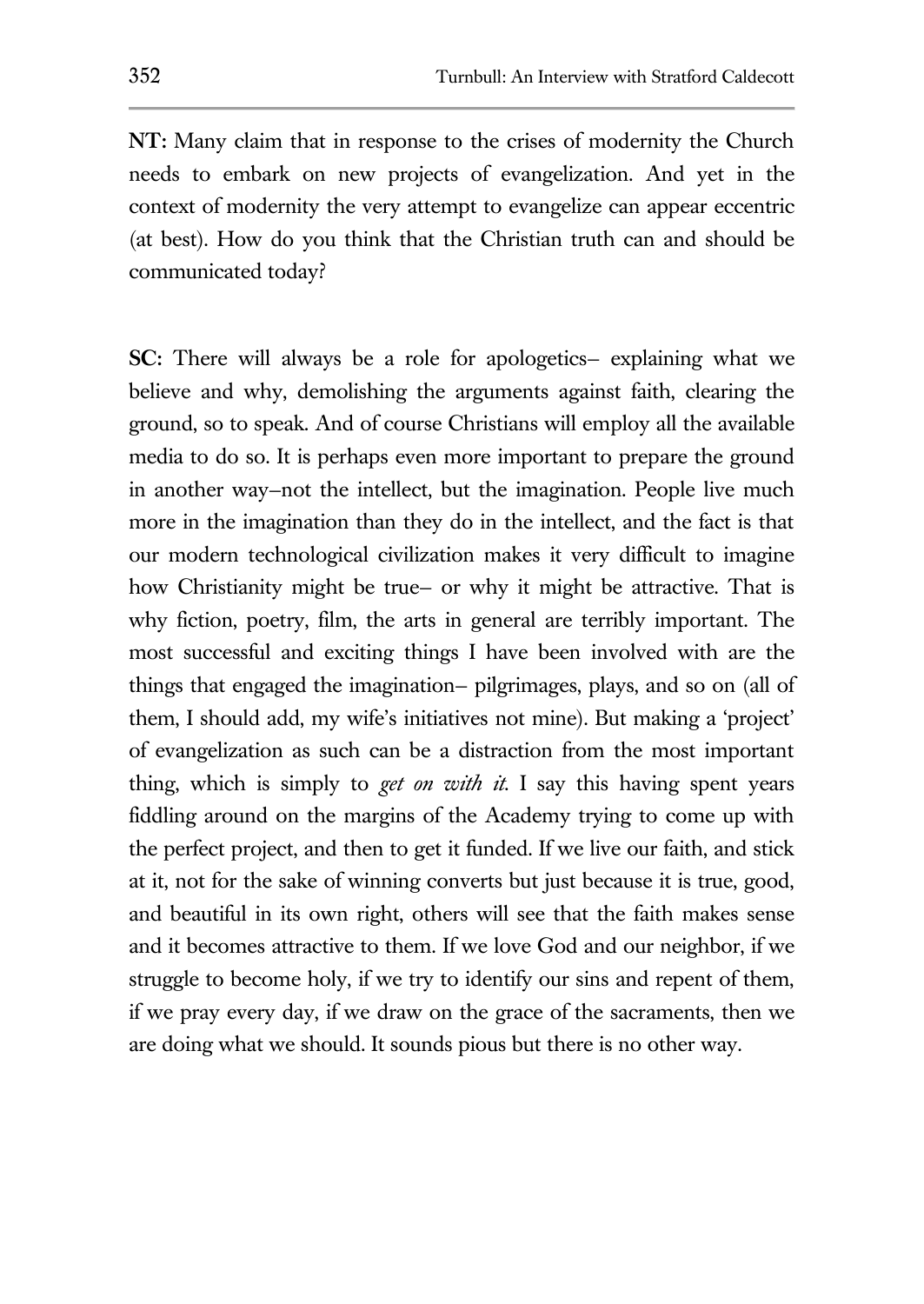**NT:** Many claim that in response to the crises of modernity the Church needs to embark on new projects of evangelization. And yet in the context of modernity the very attempt to evangelize can appear eccentric (at best). How do you think that the Christian truth can and should be communicated today?

**SC:** There will always be a role for apologetics– explaining what we believe and why, demolishing the arguments against faith, clearing the ground, so to speak. And of course Christians will employ all the available media to do so. It is perhaps even more important to prepare the ground in another way–not the intellect, but the imagination. People live much more in the imagination than they do in the intellect, and the fact is that our modern technological civilization makes it very difficult to imagine how Christianity might be true– or why it might be attractive. That is why fiction, poetry, film, the arts in general are terribly important. The most successful and exciting things I have been involved with are the things that engaged the imagination– pilgrimages, plays, and so on (all of them, I should add, my wife's initiatives not mine). But making a 'project' of evangelization as such can be a distraction from the most important thing, which is simply to *get on with it*. I say this having spent years fiddling around on the margins of the Academy trying to come up with the perfect project, and then to get it funded. If we live our faith, and stick at it, not for the sake of winning converts but just because it is true, good, and beautiful in its own right, others will see that the faith makes sense and it becomes attractive to them. If we love God and our neighbor, if we struggle to become holy, if we try to identify our sins and repent of them, if we pray every day, if we draw on the grace of the sacraments, then we are doing what we should. It sounds pious but there is no other way.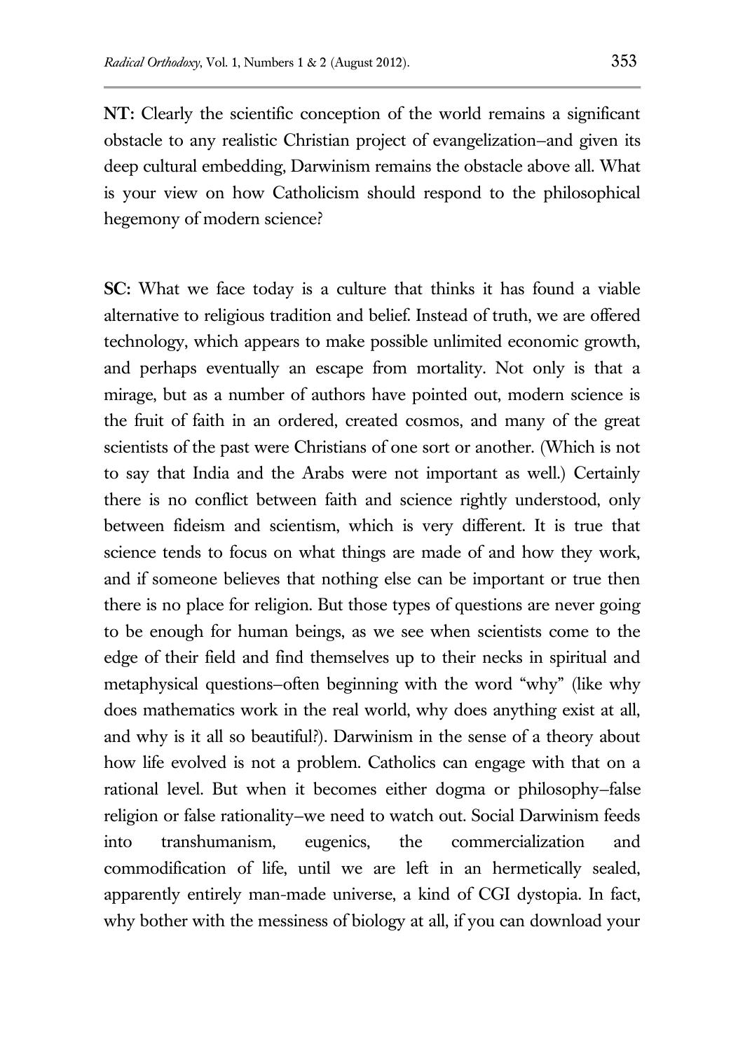**NT:** Clearly the scientific conception of the world remains a significant obstacle to any realistic Christian project of evangelization—and given its deep cultural embedding, Darwinism remains the obstacle above all. What is your view on how Catholicism should respond to the philosophical hegemony of modern science?

**SC:** What we face today is a culture that thinks it has found a viable alternative to religious tradition and belief. Instead of truth, we are offered technology, which appears to make possible unlimited economic growth, and perhaps eventually an escape from mortality. Not only is that a mirage, but as a number of authors have pointed out, modern science is the fruit of faith in an ordered, created cosmos, and many of the great scientists of the past were Christians of one sort or another. (Which is not to say that India and the Arabs were not important as well.) Certainly there is no conflict between faith and science rightly understood, only between fideism and scientism, which is very different. It is true that science tends to focus on what things are made of and how they work, and if someone believes that nothing else can be important or true then there is no place for religion. But those types of questions are never going to be enough for human beings, as we see when scientists come to the edge of their field and find themselves up to their necks in spiritual and metaphysical questions—often beginning with the word "why" (like why does mathematics work in the real world, why does anything exist at all, and why is it all so beautiful?). Darwinism in the sense of a theory about how life evolved is not a problem. Catholics can engage with that on a rational level. But when it becomes either dogma or philosophy—false religion or false rationality—we need to watch out. Social Darwinism feeds into transhumanism, eugenics, the commercialization and commodification of life, until we are left in an hermetically sealed, apparently entirely man-made universe, a kind of CGI dystopia. In fact, why bother with the messiness of biology at all, if you can download your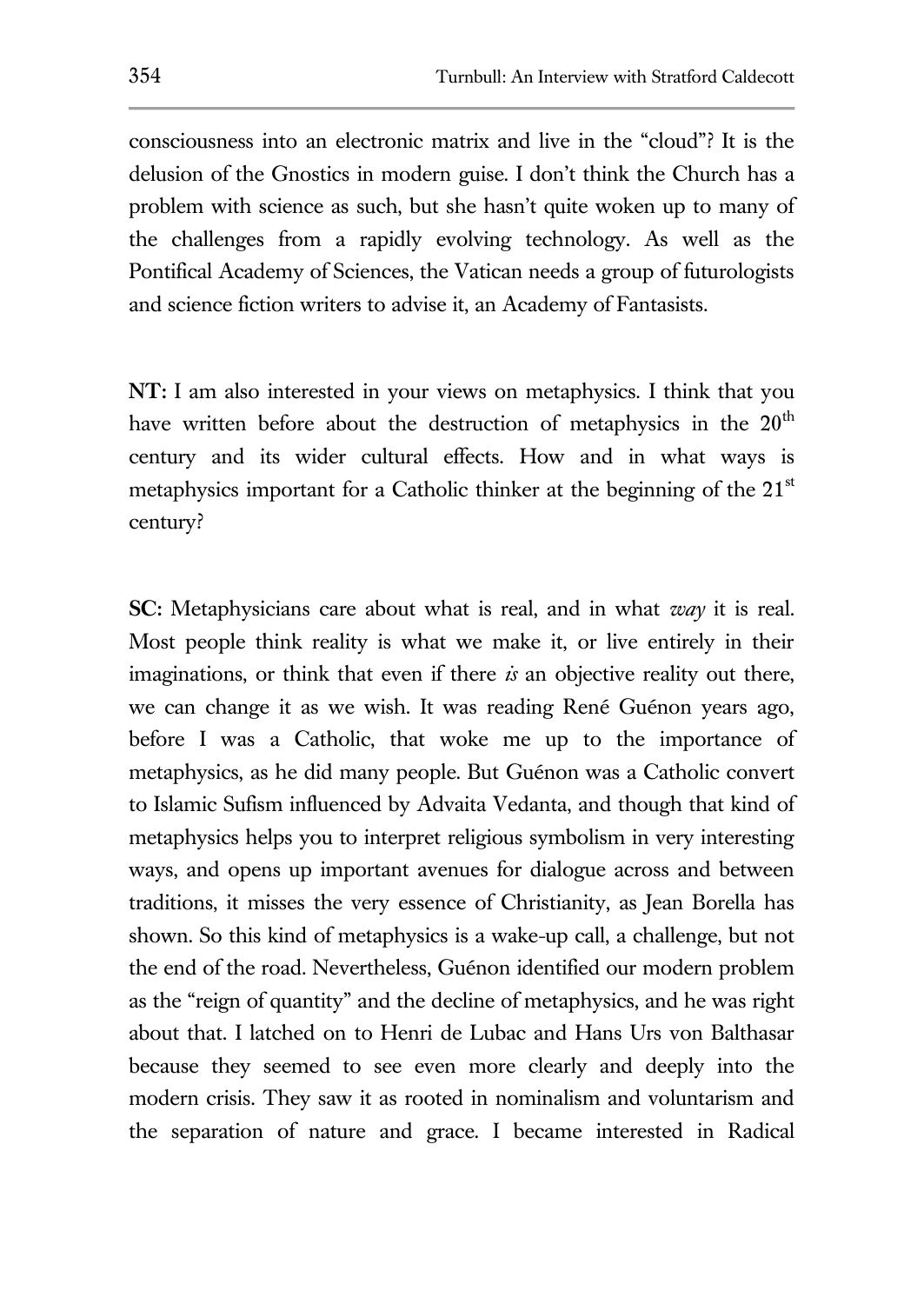consciousness into an electronic matrix and live in the "cloud"? It is the delusion of the Gnostics in modern guise. I don't think the Church has a problem with science as such, but she hasn't quite woken up to many of the challenges from a rapidly evolving technology. As well as the Pontifical Academy of Sciences, the Vatican needs a group of futurologists and science fiction writers to advise it, an Academy of Fantasists.

**NT:** I am also interested in your views on metaphysics. I think that you have written before about the destruction of metaphysics in the 20th century and its wider cultural effects. How and in what ways is metaphysics important for a Catholic thinker at the beginning of the 21st century?

**SC:** Metaphysicians care about what is real, and in what *way* it is real. Most people think reality is what we make it, or live entirely in their imaginations, or think that even if there *is* an objective reality out there, we can change it as we wish. It was reading René Guénon years ago, before I was a Catholic, that woke me up to the importance of metaphysics, as he did many people. But Guénon was a Catholic convert to Islamic Sufism influenced by Advaita Vedanta, and though that kind of metaphysics helps you to interpret religious symbolism in very interesting ways, and opens up important avenues for dialogue across and between traditions, it misses the very essence of Christianity, as Jean Borella has shown. So this kind of metaphysics is a wake-up call, a challenge, but not the end of the road. Nevertheless, Guénon identified our modern problem as the "reign of quantity" and the decline of metaphysics, and he was right about that. I latched on to Henri de Lubac and Hans Urs von Balthasar because they seemed to see even more clearly and deeply into the modern crisis. They saw it as rooted in nominalism and voluntarism and the separation of nature and grace. I became interested in Radical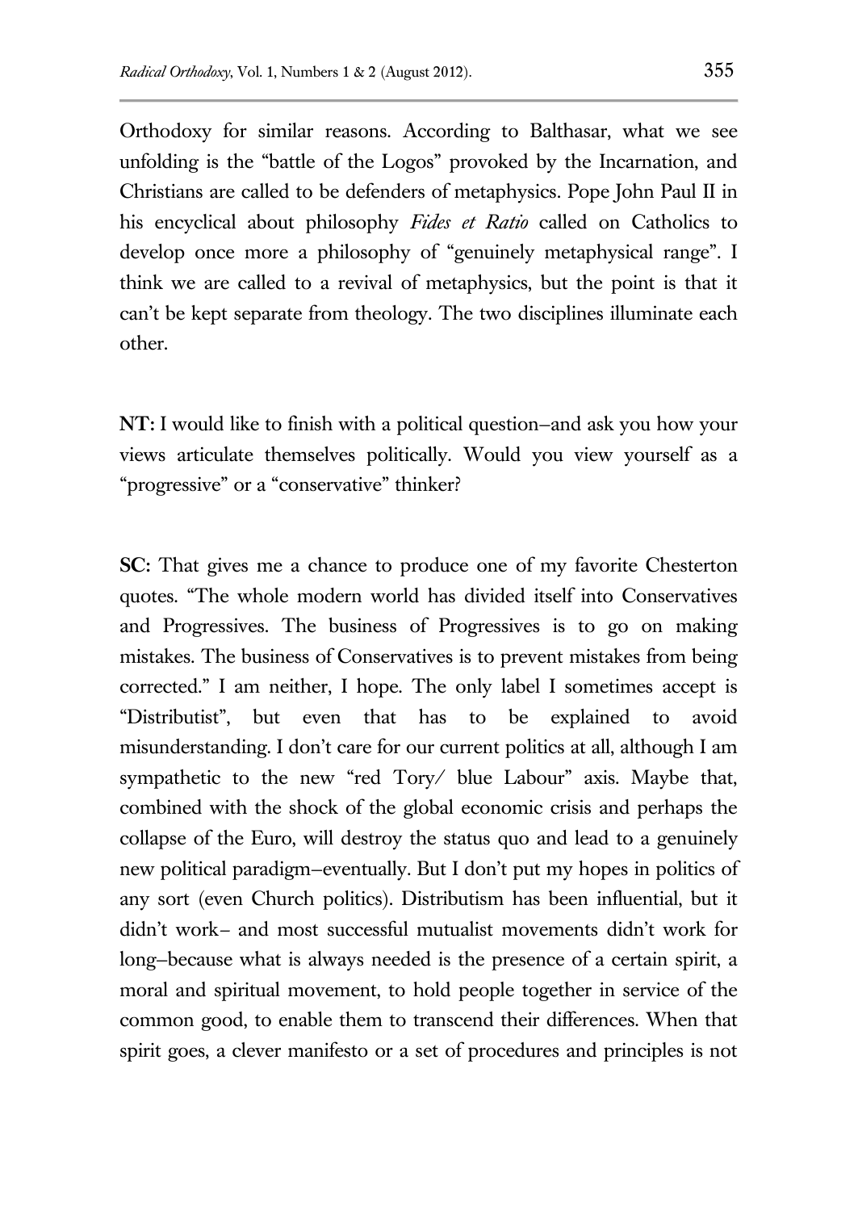Orthodoxy for similar reasons. According to Balthasar, what we see unfolding is the "battle of the Logos" provoked by the Incarnation, and Christians are called to be defenders of metaphysics. Pope John Paul II in his encyclical about philosophy *Fides et Ratio* called on Catholics to develop once more a philosophy of "genuinely metaphysical range". I think we are called to a revival of metaphysics, but the point is that it can't be kept separate from theology. The two disciplines illuminate each other.

**NT:** I would like to finish with a political question–and ask you how your views articulate themselves politically. Would you view yourself as a "progressive" or a "conservative" thinker?

**SC:** That gives me a chance to produce one of my favorite Chesterton quotes. "The whole modern world has divided itself into Conservatives and Progressives. The business of Progressives is to go on making mistakes. The business of Conservatives is to prevent mistakes from being corrected." I am neither, I hope. The only label I sometimes accept is "Distributist", but even that has to be explained to avoid misunderstanding. I don't care for our current politics at all, although I am sympathetic to the new "red Tory/ blue Labour" axis. Maybe that, combined with the shock of the global economic crisis and perhaps the collapse of the Euro, will destroy the status quo and lead to a genuinely new political paradigm–eventually. But I don't put my hopes in politics of any sort (even Church politics). Distributism has been influential, but it didn't work– and most successful mutualist movements didn't work for long–because what is always needed is the presence of a certain spirit, a moral and spiritual movement, to hold people together in service of the common good, to enable them to transcend their differences. When that spirit goes, a clever manifesto or a set of procedures and principles is not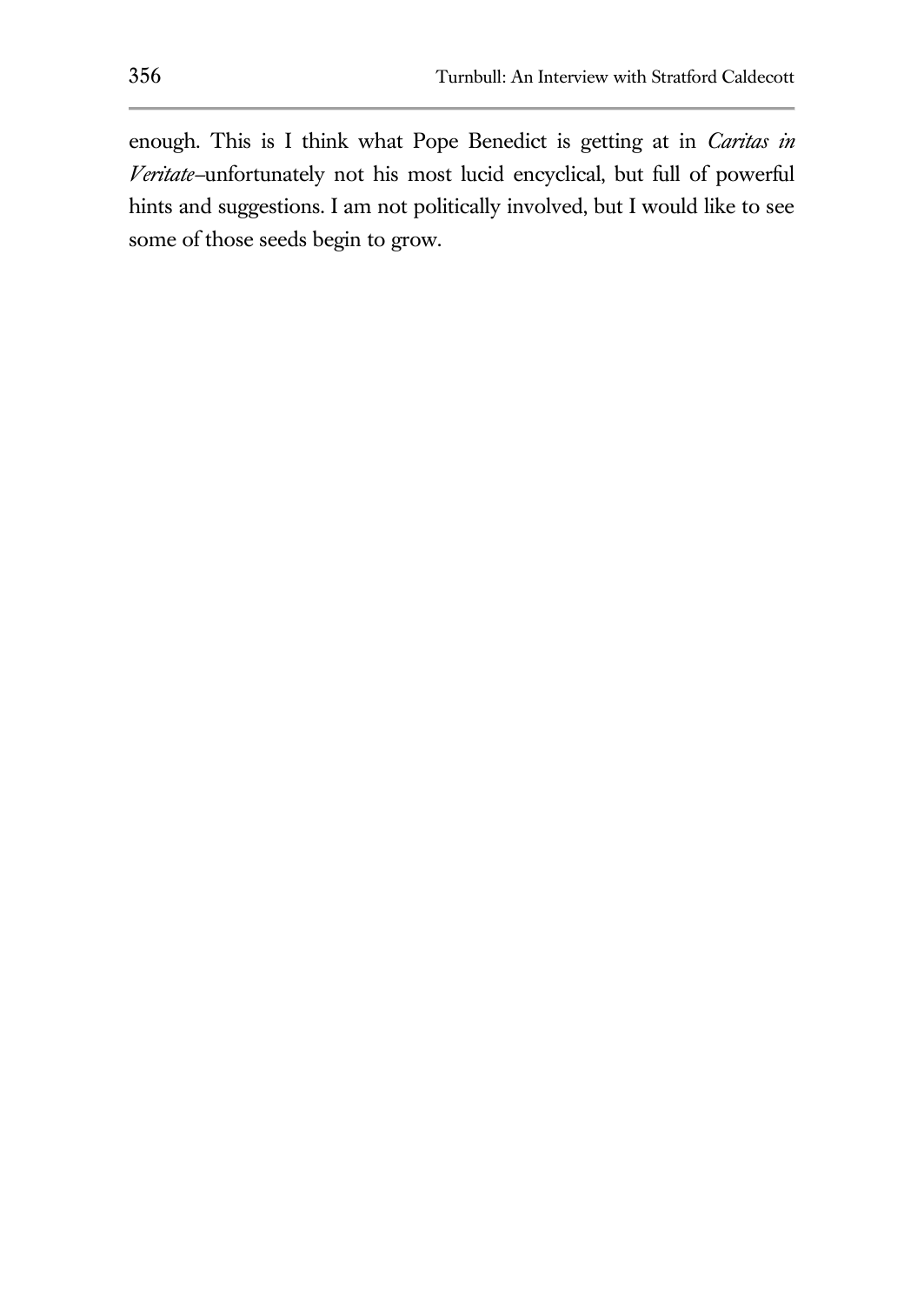enough. This is I think what Pope Benedict is getting at in *Caritas in Veritate*–unfortunately not his most lucid encyclical, but full of powerful hints and suggestions. I am not politically involved, but I would like to see some of those seeds begin to grow.